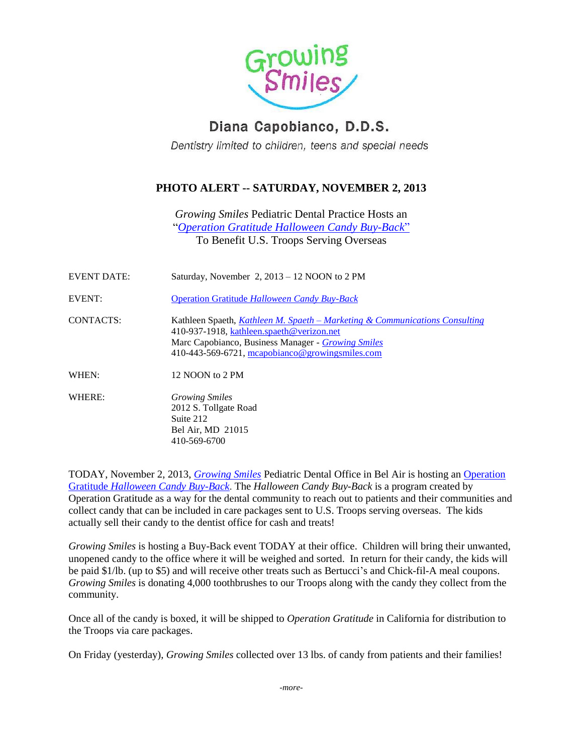Growing Smiles

# Diana Capobianco, D.D.S.

*Dentistry limited to children, teens and special needs*

## PHOTO ALERT -- SATURDAY, NOVEMBER 2, 2013

*Growing Smiles* Pediatric Dental Practice Hosts an
"*Operation Gratitude Halloween Candy Buy-Back*"
To Benefit U.S. Troops Serving Overseas

| | |
|---|---|
| EVENT DATE: | Saturday, November 2, 2013 – 12 NOON to 2 PM |
| EVENT: | Operation Gratitude *Halloween Candy Buy-Back* |
| CONTACTS: | Kathleen Spaeth, *Kathleen M. Spaeth – Marketing & Communications Consulting*<br>410-937-1918, kathleen.spaeth@verizon.net<br>Marc Capobianco, Business Manager - *Growing Smiles*<br>410-443-569-6721, mcapobianco@growingsmiles.com |
| WHEN: | 12 NOON to 2 PM |
| WHERE: | *Growing Smiles*<br>2012 S. Tollgate Road<br>Suite 212<br>Bel Air, MD 21015<br>410-569-6700 |

TODAY, November 2, 2013, *Growing Smiles* Pediatric Dental Office in Bel Air is hosting an Operation Gratitude *Halloween Candy Buy-Back*. The *Halloween Candy Buy-Back* is a program created by Operation Gratitude as a way for the dental community to reach out to patients and their communities and collect candy that can be included in care packages sent to U.S. Troops serving overseas. The kids actually sell their candy to the dentist office for cash and treats!

*Growing Smiles* is hosting a Buy-Back event TODAY at their office. Children will bring their unwanted, unopened candy to the office where it will be weighed and sorted. In return for their candy, the kids will be paid $1/lb. (up to $5) and will receive other treats such as Bertucci's and Chick-fil-A meal coupons. *Growing Smiles* is donating 4,000 toothbrushes to our Troops along with the candy they collect from the community.

Once all of the candy is boxed, it will be shipped to *Operation Gratitude* in California for distribution to the Troops via care packages.

On Friday (yesterday), *Growing Smiles* collected over 13 lbs. of candy from patients and their families!

*-more-*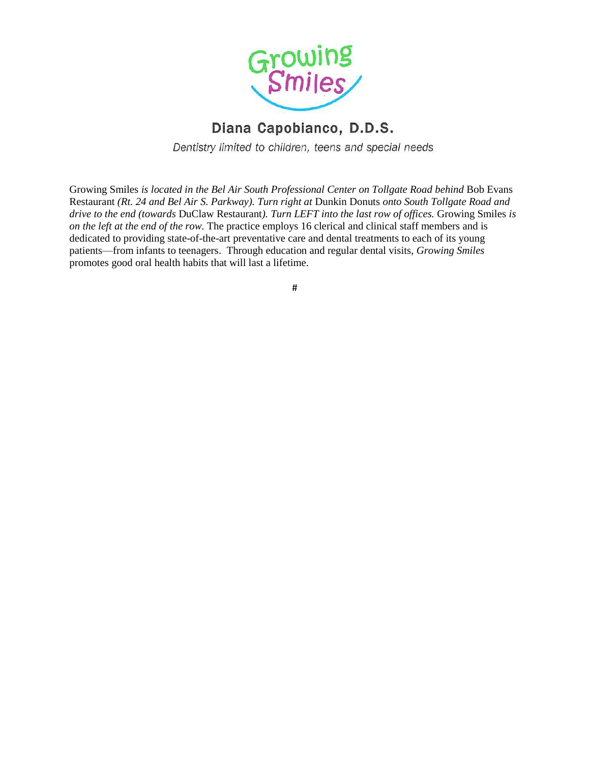Growing Smiles

## Diana Capobianco, D.D.S.

*Dentistry limited to children, teens and special needs*

Growing Smiles *is located in the Bel Air South Professional Center on Tollgate Road behind* Bob Evans Restaurant *(Rt. 24 and Bel Air S. Parkway). Turn right at* Dunkin Donuts *onto South Tollgate Road and drive to the end (towards* DuClaw Restaurant*). Turn LEFT into the last row of offices.* Growing Smiles *is on the left at the end of the row.* The practice employs 16 clerical and clinical staff members and is dedicated to providing state-of-the-art preventative care and dental treatments to each of its young patients—from infants to teenagers. Through education and regular dental visits, *Growing Smiles* promotes good oral health habits that will last a lifetime.

#